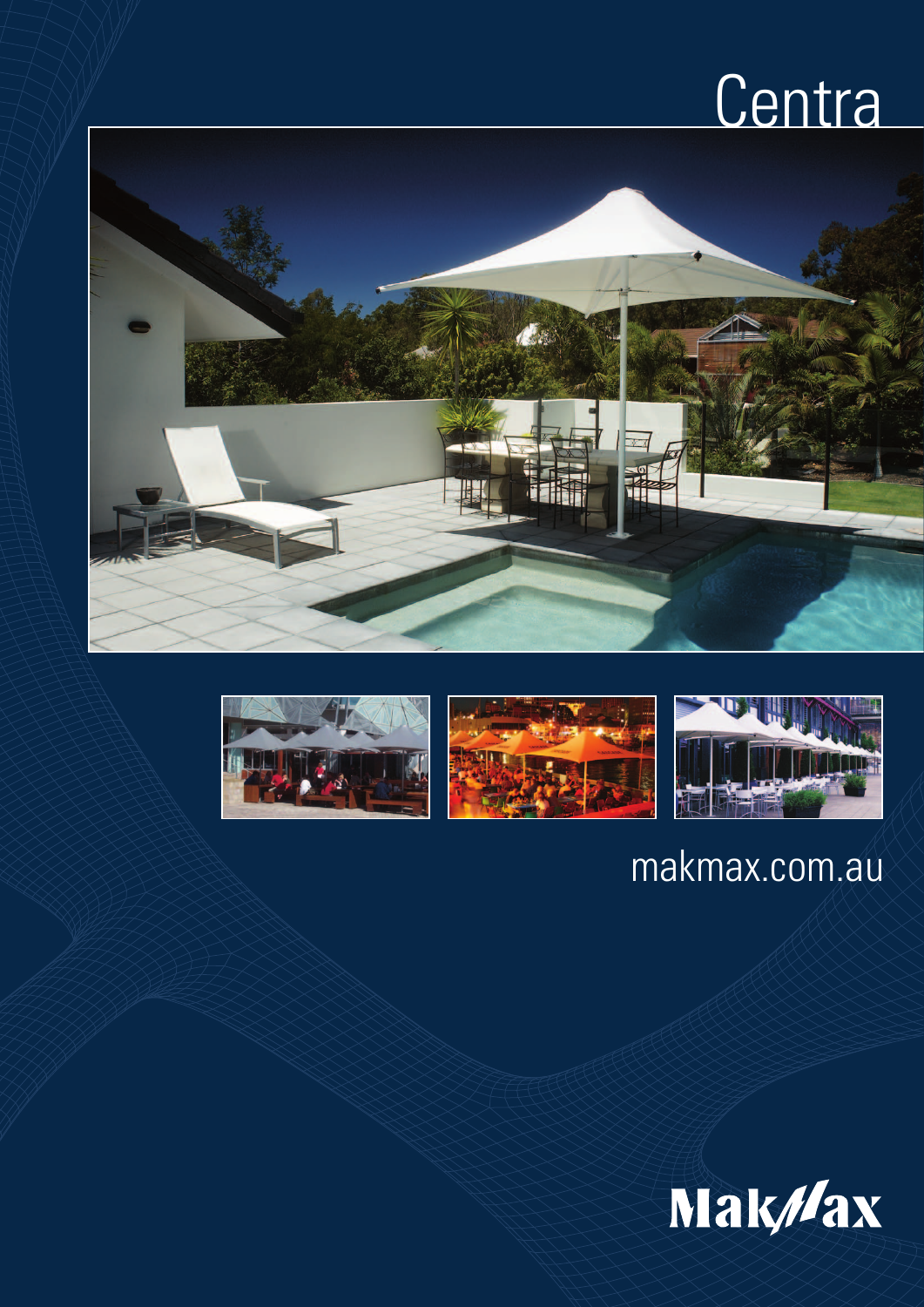# Centra

makmax.com.au

MakMax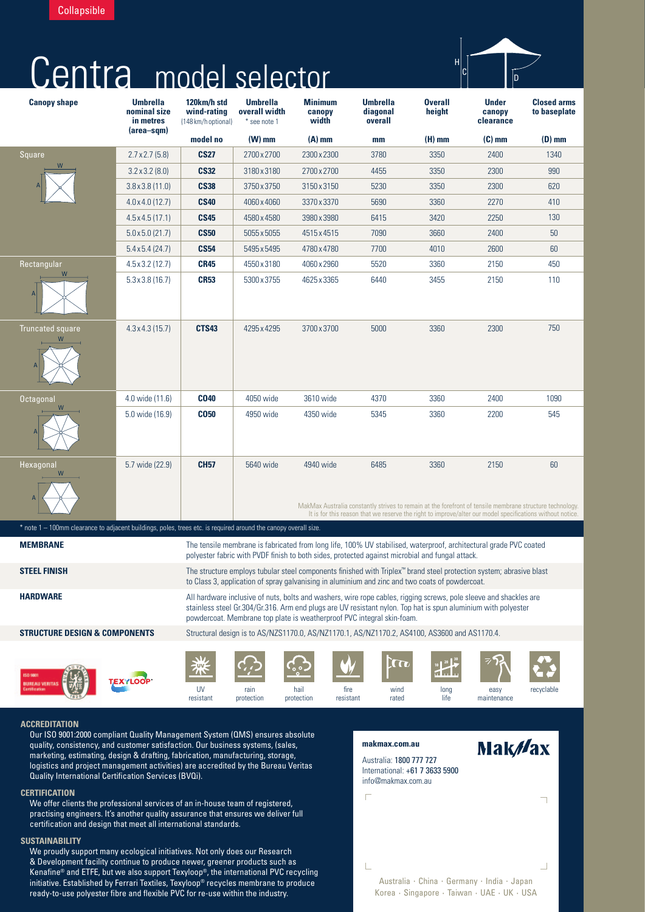Collapsible

# Centra model selector

| Canopy shape | Umbrella nominal size in metres (area–sqm) | 120km/h std wind-rating (148 km/h optional) model no | Umbrella overall width * see note 1 (W) mm | Minimum canopy width (A) mm | Umbrella diagonal overall mm | Overall height (H) mm | Under canopy clearance (C) mm | Closed arms to baseplate (D) mm |
|---|---|---|---|---|---|---|---|---|
| Square | 2.7 x 2.7 (5.8) | **CS27** | 2700 x 2700 | 2300 x 2300 | 3780 | 3350 | 2400 | 1340 |
| | 3.2 x 3.2 (8.0) | **CS32** | 3180 x 3180 | 2700 x 2700 | 4455 | 3350 | 2300 | 990 |
| | 3.8 x 3.8 (11.0) | **CS38** | 3750 x 3750 | 3150 x 3150 | 5230 | 3350 | 2300 | 620 |
| | 4.0 x 4.0 (12.7) | **CS40** | 4060 x 4060 | 3370 x 3370 | 5690 | 3360 | 2270 | 410 |
| | 4.5 x 4.5 (17.1) | **CS45** | 4580 x 4580 | 3980 x 3980 | 6415 | 3420 | 2250 | 130 |
| | 5.0 x 5.0 (21.7) | **CS50** | 5055 x 5055 | 4515 x 4515 | 7090 | 3660 | 2400 | 50 |
| | 5.4 x 5.4 (24.7) | **CS54** | 5495 x 5495 | 4780 x 4780 | 7700 | 4010 | 2600 | 60 |
| Rectangular | 4.5 x 3.2 (12.7) | **CR45** | 4550 x 3180 | 4060 x 2960 | 5520 | 3360 | 2150 | 450 |
| | 5.3 x 3.8 (16.7) | **CR53** | 5300 x 3755 | 4625 x 3365 | 6440 | 3455 | 2150 | 110 |
| Truncated square | 4.3 x 4.3 (15.7) | **CTS43** | 4295 x 4295 | 3700 x 3700 | 5000 | 3360 | 2300 | 750 |
| Octagonal | 4.0 wide (11.6) | **CO40** | 4050 wide | 3610 wide | 4370 | 3360 | 2400 | 1090 |
| | 5.0 wide (16.9) | **CO50** | 4950 wide | 4350 wide | 5345 | 3360 | 2200 | 545 |
| Hexagonal | 5.7 wide (22.9) | **CH57** | 5640 wide | 4940 wide | 6485 | 3360 | 2150 | 60 |

MakMax Australia constantly strives to remain at the forefront of tensile membrane structure technology. It is for this reason that we reserve the right to improve/alter our model specifications without notice.

* note 1 – 100mm clearance to adjacent buildings, poles, trees etc. is required around the canopy overall size.

| | |
|---|---|
| **MEMBRANE** | The tensile membrane is fabricated from long life, 100% UV stabilised, waterproof, architectural grade PVC coated polyester fabric with PVDF finish to both sides, protected against microbial and fungal attack. |
| **STEEL FINISH** | The structure employs tubular steel components finished with Triplex™ brand steel protection system; abrasive blast to Class 3, application of spray galvanising in aluminium and zinc and two coats of powdercoat. |
| **HARDWARE** | All hardware inclusive of nuts, bolts and washers, wire rope cables, rigging screws, pole sleeve and shackles are stainless steel Gr.304/Gr.316. Arm end plugs are UV resistant nylon. Top hat is spun aluminium with polyester powdercoat. Membrane top plate is weatherproof PVC integral skin-foam. |
| **STRUCTURE DESIGN & COMPONENTS** | Structural design is to AS/NZS1170.0, AS/NZ1170.1, AS/NZ1170.2, AS4100, AS3600 and AS1170.4. |

UV resistant · rain protection · hail protection · fire resistant · wind rated · long life · easy maintenance · recyclable

### ACCREDITATION

Our ISO 9001:2000 compliant Quality Management System (QMS) ensures absolute quality, consistency, and customer satisfaction. Our business systems, (sales, marketing, estimating, design & drafting, fabrication, manufacturing, storage, logistics and project management activities) are accredited by the Bureau Veritas Quality International Certification Services (BVQi).

### CERTIFICATION

We offer clients the professional services of an in-house team of registered, practising engineers. It's another quality assurance that we deliver full certification and design that meet all international standards.

### SUSTAINABILITY

We proudly support many ecological initiatives. Not only does our Research & Development facility continue to produce newer, greener products such as Kenafine® and ETFE, but we also support Texyloop®, the international PVC recycling initiative. Established by Ferrari Textiles, Texyloop® recycles membrane to produce ready-to-use polyester fibre and flexible PVC for re-use within the industry.

**makmax.com.au**

MakMax

Australia: 1800 777 727
International: +61 7 3633 5900
info@makmax.com.au

Australia · China · Germany · India · Japan
Korea · Singapore · Taiwan · UAE · UK · USA